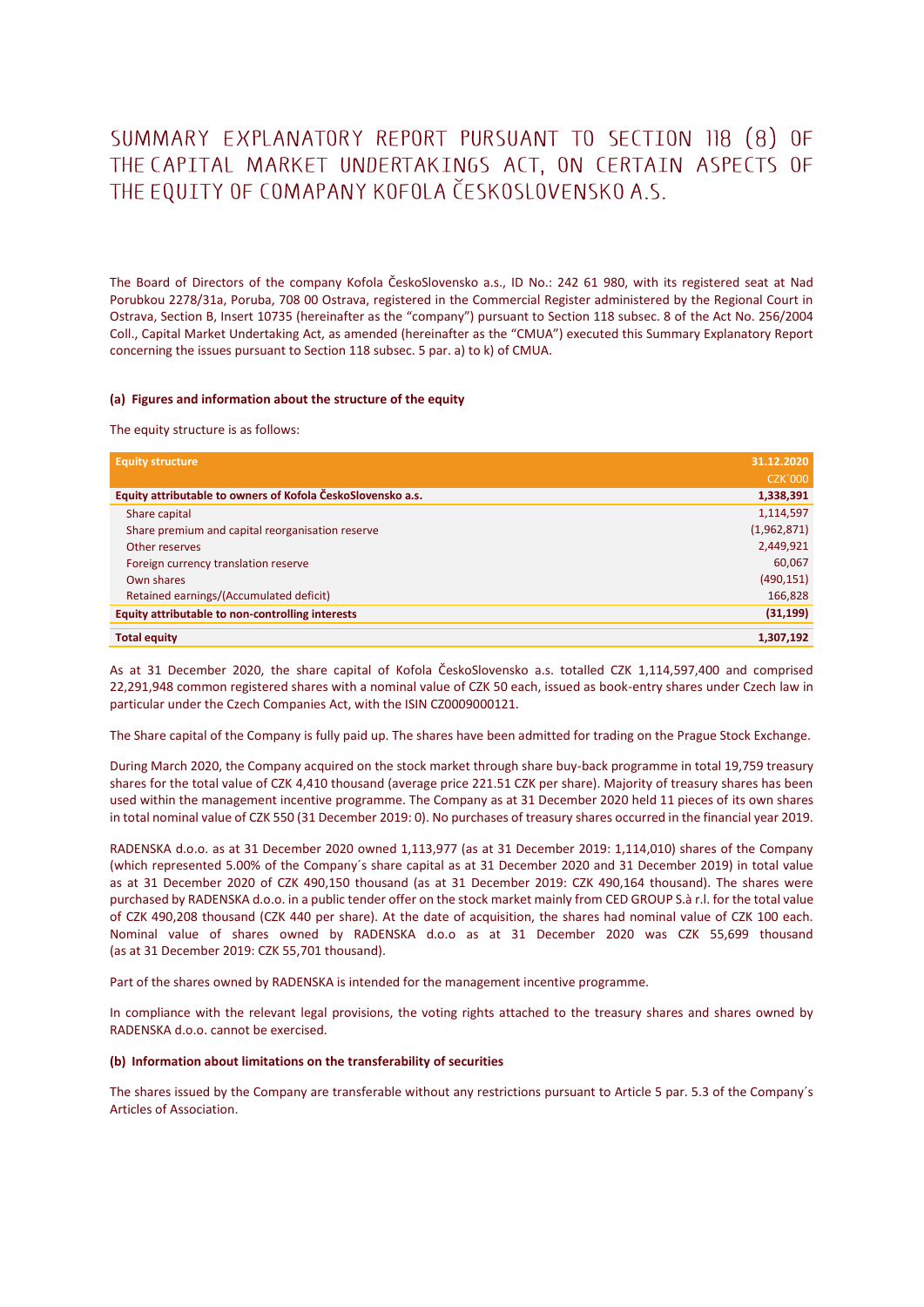# SUMMARY EXPLANATORY REPORT PURSUANT TO SECTION 118 (8) OF THE CAPITAL MARKET UNDERTAKINGS ACT, ON CERTAIN ASPECTS OF THE EQUITY OF COMAPANY KOFOLA ČESKOSLOVENSKO A.S.

The Board of Directors of the company Kofola ČeskoSlovensko a.s., ID No.: 242 61 980, with its registered seat at Nad Porubkou 2278/31a, Poruba, 708 00 Ostrava, registered in the Commercial Register administered by the Regional Court in Ostrava, Section B, Insert 10735 (hereinafter as the "company") pursuant to Section 118 subsec. 8 of the Act No. 256/2004 Coll., Capital Market Undertaking Act, as amended (hereinafter as the "CMUA") executed this Summary Explanatory Report concerning the issues pursuant to Section 118 subsec. 5 par. a) to k) of CMUA.

#### (a) Figures and information about the structure of the equity

The equity structure is as follows:

| Equity structure | 31.12.2020 CZK´000 |
|---|---|
| **Equity attributable to owners of Kofola ČeskoSlovensko a.s.** | **1,338,391** |
| Share capital | 1,114,597 |
| Share premium and capital reorganisation reserve | (1,962,871) |
| Other reserves | 2,449,921 |
| Foreign currency translation reserve | 60,067 |
| Own shares | (490,151) |
| Retained earnings/(Accumulated deficit) | 166,828 |
| **Equity attributable to non-controlling interests** | **(31,199)** |
| **Total equity** | **1,307,192** |

As at 31 December 2020, the share capital of Kofola ČeskoSlovensko a.s. totalled CZK 1,114,597,400 and comprised 22,291,948 common registered shares with a nominal value of CZK 50 each, issued as book-entry shares under Czech law in particular under the Czech Companies Act, with the ISIN CZ0009000121.

The Share capital of the Company is fully paid up. The shares have been admitted for trading on the Prague Stock Exchange.

During March 2020, the Company acquired on the stock market through share buy-back programme in total 19,759 treasury shares for the total value of CZK 4,410 thousand (average price 221.51 CZK per share). Majority of treasury shares has been used within the management incentive programme. The Company as at 31 December 2020 held 11 pieces of its own shares in total nominal value of CZK 550 (31 December 2019: 0). No purchases of treasury shares occurred in the financial year 2019.

RADENSKA d.o.o. as at 31 December 2020 owned 1,113,977 (as at 31 December 2019: 1,114,010) shares of the Company (which represented 5.00% of the Company´s share capital as at 31 December 2020 and 31 December 2019) in total value as at 31 December 2020 of CZK 490,150 thousand (as at 31 December 2019: CZK 490,164 thousand). The shares were purchased by RADENSKA d.o.o. in a public tender offer on the stock market mainly from CED GROUP S.à r.l. for the total value of CZK 490,208 thousand (CZK 440 per share). At the date of acquisition, the shares had nominal value of CZK 100 each. Nominal value of shares owned by RADENSKA d.o.o as at 31 December 2020 was CZK 55,699 thousand (as at 31 December 2019: CZK 55,701 thousand).

Part of the shares owned by RADENSKA is intended for the management incentive programme.

In compliance with the relevant legal provisions, the voting rights attached to the treasury shares and shares owned by RADENSKA d.o.o. cannot be exercised.

#### (b) Information about limitations on the transferability of securities

The shares issued by the Company are transferable without any restrictions pursuant to Article 5 par. 5.3 of the Company´s Articles of Association.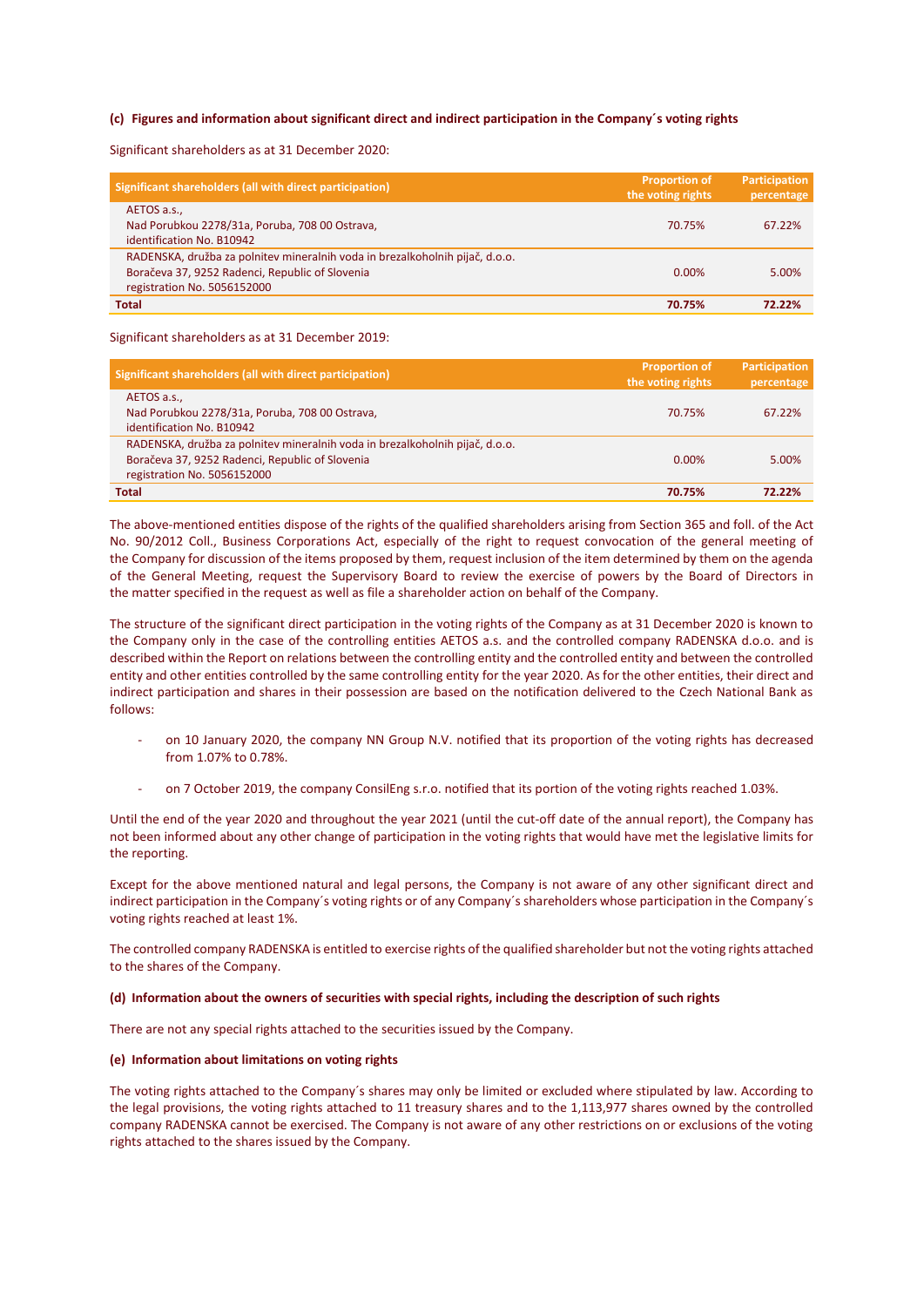#### (c) Figures and information about significant direct and indirect participation in the Company´s voting rights

Significant shareholders as at 31 December 2020:

| Significant shareholders (all with direct participation) | Proportion of the voting rights | Participation percentage |
|---|---|---|
| AETOS a.s.,<br>Nad Porubkou 2278/31a, Poruba, 708 00 Ostrava,<br>identification No. B10942 | 70.75% | 67.22% |
| RADENSKA, družba za polnitev mineralnih voda in brezalkoholnih pijač, d.o.o.<br>Boračeva 37, 9252 Radenci, Republic of Slovenia<br>registration No. 5056152000 | 0.00% | 5.00% |
| **Total** | **70.75%** | **72.22%** |

Significant shareholders as at 31 December 2019:

| Significant shareholders (all with direct participation) | Proportion of the voting rights | Participation percentage |
|---|---|---|
| AETOS a.s.,<br>Nad Porubkou 2278/31a, Poruba, 708 00 Ostrava,<br>identification No. B10942 | 70.75% | 67.22% |
| RADENSKA, družba za polnitev mineralnih voda in brezalkoholnih pijač, d.o.o.<br>Boračeva 37, 9252 Radenci, Republic of Slovenia<br>registration No. 5056152000 | 0.00% | 5.00% |
| **Total** | **70.75%** | **72.22%** |

The above-mentioned entities dispose of the rights of the qualified shareholders arising from Section 365 and foll. of the Act No. 90/2012 Coll., Business Corporations Act, especially of the right to request convocation of the general meeting of the Company for discussion of the items proposed by them, request inclusion of the item determined by them on the agenda of the General Meeting, request the Supervisory Board to review the exercise of powers by the Board of Directors in the matter specified in the request as well as file a shareholder action on behalf of the Company.

The structure of the significant direct participation in the voting rights of the Company as at 31 December 2020 is known to the Company only in the case of the controlling entities AETOS a.s. and the controlled company RADENSKA d.o.o. and is described within the Report on relations between the controlling entity and the controlled entity and between the controlled entity and other entities controlled by the same controlling entity for the year 2020. As for the other entities, their direct and indirect participation and shares in their possession are based on the notification delivered to the Czech National Bank as follows:

- on 10 January 2020, the company NN Group N.V. notified that its proportion of the voting rights has decreased from 1.07% to 0.78%.
- on 7 October 2019, the company ConsilEng s.r.o. notified that its portion of the voting rights reached 1.03%.

Until the end of the year 2020 and throughout the year 2021 (until the cut-off date of the annual report), the Company has not been informed about any other change of participation in the voting rights that would have met the legislative limits for the reporting.

Except for the above mentioned natural and legal persons, the Company is not aware of any other significant direct and indirect participation in the Company´s voting rights or of any Company´s shareholders whose participation in the Company´s voting rights reached at least 1%.

The controlled company RADENSKA is entitled to exercise rights of the qualified shareholder but not the voting rights attached to the shares of the Company.

#### (d) Information about the owners of securities with special rights, including the description of such rights

There are not any special rights attached to the securities issued by the Company.

#### (e) Information about limitations on voting rights

The voting rights attached to the Company´s shares may only be limited or excluded where stipulated by law. According to the legal provisions, the voting rights attached to 11 treasury shares and to the 1,113,977 shares owned by the controlled company RADENSKA cannot be exercised. The Company is not aware of any other restrictions on or exclusions of the voting rights attached to the shares issued by the Company.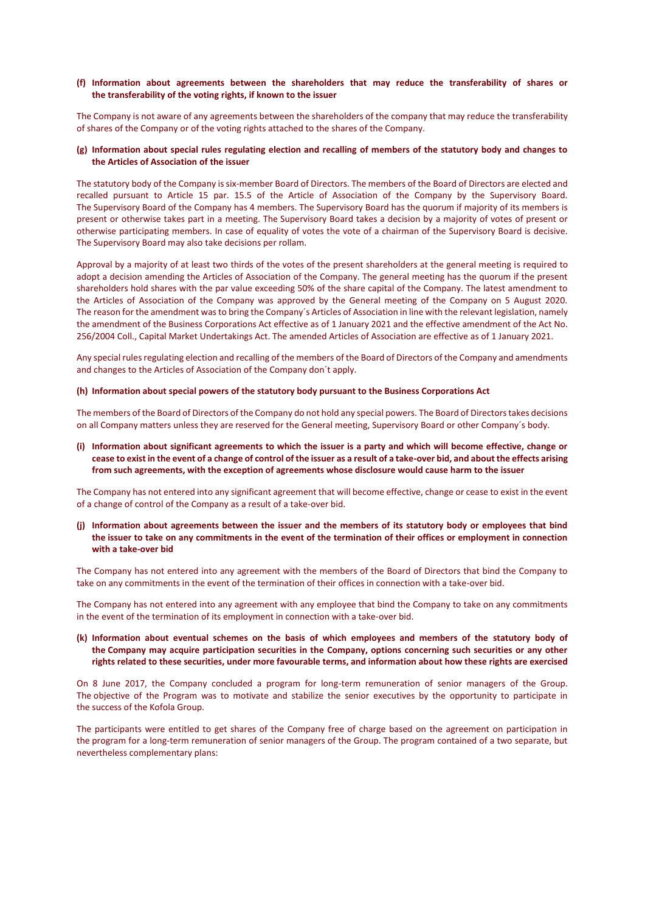**(f) Information about agreements between the shareholders that may reduce the transferability of shares or the transferability of the voting rights, if known to the issuer**

The Company is not aware of any agreements between the shareholders of the company that may reduce the transferability of shares of the Company or of the voting rights attached to the shares of the Company.

**(g) Information about special rules regulating election and recalling of members of the statutory body and changes to the Articles of Association of the issuer**

The statutory body of the Company is six-member Board of Directors. The members of the Board of Directors are elected and recalled pursuant to Article 15 par. 15.5 of the Article of Association of the Company by the Supervisory Board. The Supervisory Board of the Company has 4 members. The Supervisory Board has the quorum if majority of its members is present or otherwise takes part in a meeting. The Supervisory Board takes a decision by a majority of votes of present or otherwise participating members. In case of equality of votes the vote of a chairman of the Supervisory Board is decisive. The Supervisory Board may also take decisions per rollam.

Approval by a majority of at least two thirds of the votes of the present shareholders at the general meeting is required to adopt a decision amending the Articles of Association of the Company. The general meeting has the quorum if the present shareholders hold shares with the par value exceeding 50% of the share capital of the Company. The latest amendment to the Articles of Association of the Company was approved by the General meeting of the Company on 5 August 2020. The reason for the amendment was to bring the Company´s Articles of Association in line with the relevant legislation, namely the amendment of the Business Corporations Act effective as of 1 January 2021 and the effective amendment of the Act No. 256/2004 Coll., Capital Market Undertakings Act. The amended Articles of Association are effective as of 1 January 2021.

Any special rules regulating election and recalling of the members of the Board of Directors of the Company and amendments and changes to the Articles of Association of the Company don´t apply.

**(h) Information about special powers of the statutory body pursuant to the Business Corporations Act**

The members of the Board of Directors of the Company do not hold any special powers. The Board of Directors takes decisions on all Company matters unless they are reserved for the General meeting, Supervisory Board or other Company´s body.

**(i) Information about significant agreements to which the issuer is a party and which will become effective, change or cease to exist in the event of a change of control of the issuer as a result of a take-over bid, and about the effects arising from such agreements, with the exception of agreements whose disclosure would cause harm to the issuer**

The Company has not entered into any significant agreement that will become effective, change or cease to exist in the event of a change of control of the Company as a result of a take-over bid.

**(j) Information about agreements between the issuer and the members of its statutory body or employees that bind the issuer to take on any commitments in the event of the termination of their offices or employment in connection with a take-over bid**

The Company has not entered into any agreement with the members of the Board of Directors that bind the Company to take on any commitments in the event of the termination of their offices in connection with a take-over bid.

The Company has not entered into any agreement with any employee that bind the Company to take on any commitments in the event of the termination of its employment in connection with a take-over bid.

**(k) Information about eventual schemes on the basis of which employees and members of the statutory body of the Company may acquire participation securities in the Company, options concerning such securities or any other rights related to these securities, under more favourable terms, and information about how these rights are exercised**

On 8 June 2017, the Company concluded a program for long-term remuneration of senior managers of the Group. The objective of the Program was to motivate and stabilize the senior executives by the opportunity to participate in the success of the Kofola Group.

The participants were entitled to get shares of the Company free of charge based on the agreement on participation in the program for a long-term remuneration of senior managers of the Group. The program contained of a two separate, but nevertheless complementary plans: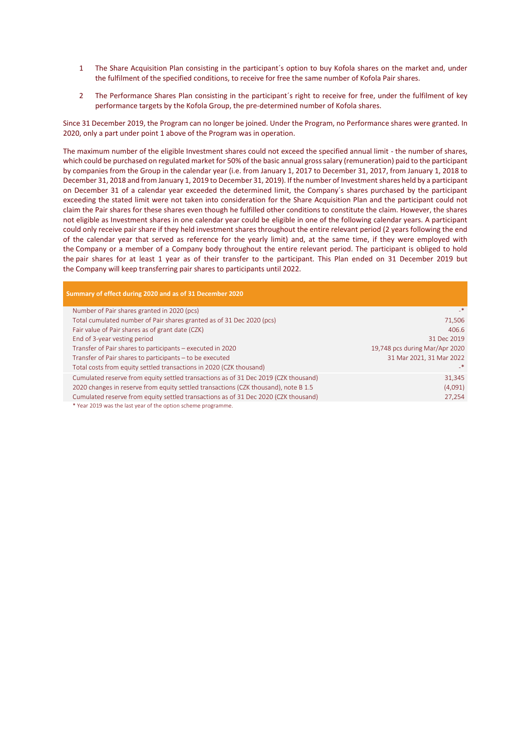1. The Share Acquisition Plan consisting in the participant´s option to buy Kofola shares on the market and, under the fulfilment of the specified conditions, to receive for free the same number of Kofola Pair shares.
2. The Performance Shares Plan consisting in the participant´s right to receive for free, under the fulfilment of key performance targets by the Kofola Group, the pre-determined number of Kofola shares.

Since 31 December 2019, the Program can no longer be joined. Under the Program, no Performance shares were granted. In 2020, only a part under point 1 above of the Program was in operation.

The maximum number of the eligible Investment shares could not exceed the specified annual limit - the number of shares, which could be purchased on regulated market for 50% of the basic annual gross salary (remuneration) paid to the participant by companies from the Group in the calendar year (i.e. from January 1, 2017 to December 31, 2017, from January 1, 2018 to December 31, 2018 and from January 1, 2019 to December 31, 2019). If the number of Investment shares held by a participant on December 31 of a calendar year exceeded the determined limit, the Company´s shares purchased by the participant exceeding the stated limit were not taken into consideration for the Share Acquisition Plan and the participant could not claim the Pair shares for these shares even though he fulfilled other conditions to constitute the claim. However, the shares not eligible as Investment shares in one calendar year could be eligible in one of the following calendar years. A participant could only receive pair share if they held investment shares throughout the entire relevant period (2 years following the end of the calendar year that served as reference for the yearly limit) and, at the same time, if they were employed with the Company or a member of a Company body throughout the entire relevant period. The participant is obliged to hold the pair shares for at least 1 year as of their transfer to the participant. This Plan ended on 31 December 2019 but the Company will keep transferring pair shares to participants until 2022.

| **Summary of effect during 2020 and as of 31 December 2020** | |
|---|---|
| Number of Pair shares granted in 2020 (pcs) | -* |
| Total cumulated number of Pair shares granted as of 31 Dec 2020 (pcs) | 71,506 |
| Fair value of Pair shares as of grant date (CZK) | 406.6 |
| End of 3-year vesting period | 31 Dec 2019 |
| Transfer of Pair shares to participants – executed in 2020 | 19,748 pcs during Mar/Apr 2020 |
| Transfer of Pair shares to participants – to be executed | 31 Mar 2021, 31 Mar 2022 |
| Total costs from equity settled transactions in 2020 (CZK thousand) | -* |
| Cumulated reserve from equity settled transactions as of 31 Dec 2019 (CZK thousand) | 31,345 |
| 2020 changes in reserve from equity settled transactions (CZK thousand), note B 1.5 | (4,091) |
| Cumulated reserve from equity settled transactions as of 31 Dec 2020 (CZK thousand) | 27,254 |

* Year 2019 was the last year of the option scheme programme.